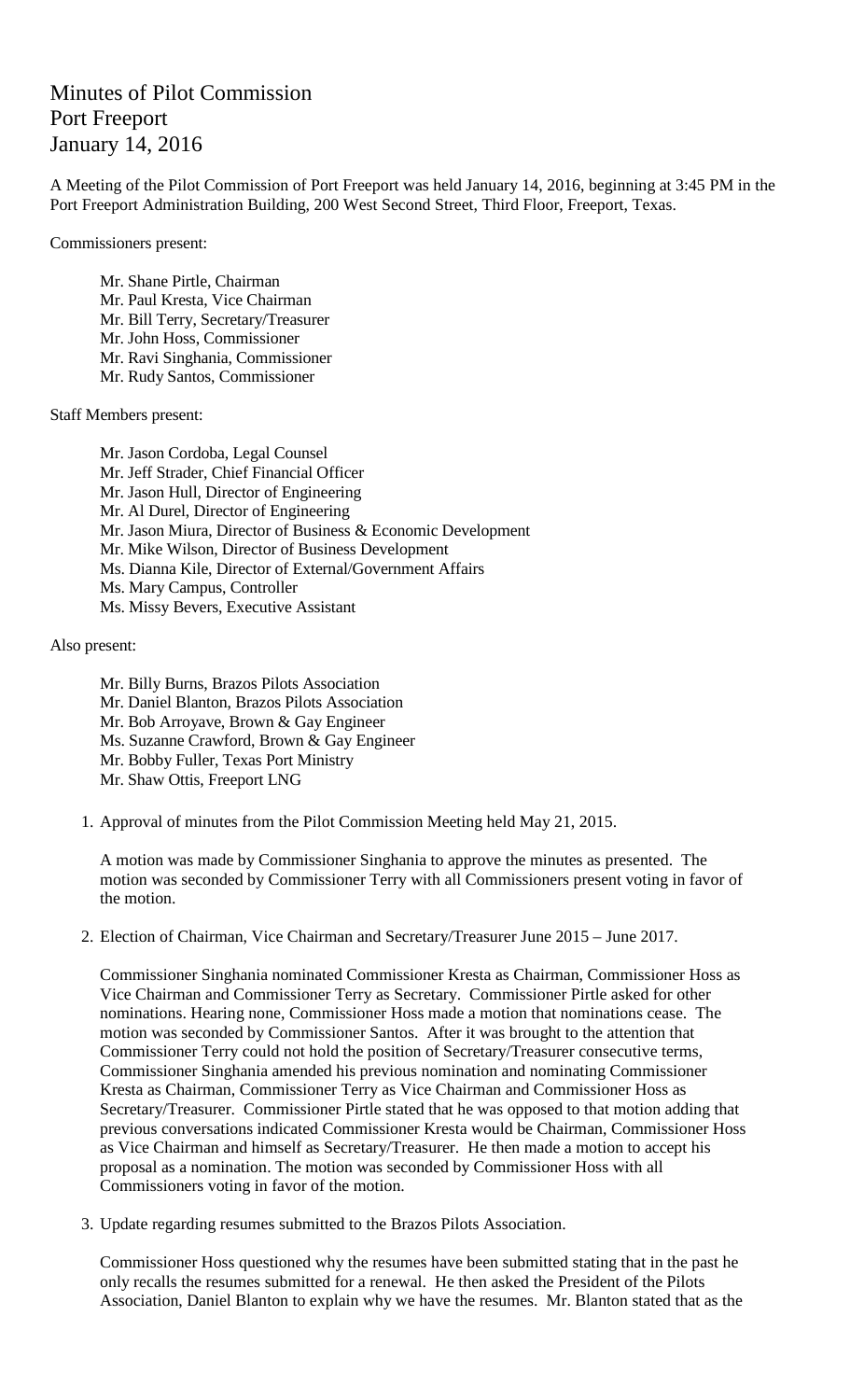# Minutes of Pilot Commission
# Port Freeport
# January 14, 2016

A Meeting of the Pilot Commission of Port Freeport was held January 14, 2016, beginning at 3:45 PM in the Port Freeport Administration Building, 200 West Second Street, Third Floor, Freeport, Texas.

Commissioners present:

Mr. Shane Pirtle, Chairman
Mr. Paul Kresta, Vice Chairman
Mr. Bill Terry, Secretary/Treasurer
Mr. John Hoss, Commissioner
Mr. Ravi Singhania, Commissioner
Mr. Rudy Santos, Commissioner

Staff Members present:

Mr. Jason Cordoba, Legal Counsel
Mr. Jeff Strader, Chief Financial Officer
Mr. Jason Hull, Director of Engineering
Mr. Al Durel, Director of Engineering
Mr. Jason Miura, Director of Business & Economic Development
Mr. Mike Wilson, Director of Business Development
Ms. Dianna Kile, Director of External/Government Affairs
Ms. Mary Campus, Controller
Ms. Missy Bevers, Executive Assistant

Also present:

Mr. Billy Burns, Brazos Pilots Association
Mr. Daniel Blanton, Brazos Pilots Association
Mr. Bob Arroyave, Brown & Gay Engineer
Ms. Suzanne Crawford, Brown & Gay Engineer
Mr. Bobby Fuller, Texas Port Ministry
Mr. Shaw Ottis, Freeport LNG

1. Approval of minutes from the Pilot Commission Meeting held May 21, 2015.

   A motion was made by Commissioner Singhania to approve the minutes as presented. The motion was seconded by Commissioner Terry with all Commissioners present voting in favor of the motion.

2. Election of Chairman, Vice Chairman and Secretary/Treasurer June 2015 – June 2017.

   Commissioner Singhania nominated Commissioner Kresta as Chairman, Commissioner Hoss as Vice Chairman and Commissioner Terry as Secretary. Commissioner Pirtle asked for other nominations. Hearing none, Commissioner Hoss made a motion that nominations cease. The motion was seconded by Commissioner Santos. After it was brought to the attention that Commissioner Terry could not hold the position of Secretary/Treasurer consecutive terms, Commissioner Singhania amended his previous nomination and nominating Commissioner Kresta as Chairman, Commissioner Terry as Vice Chairman and Commissioner Hoss as Secretary/Treasurer. Commissioner Pirtle stated that he was opposed to that motion adding that previous conversations indicated Commissioner Kresta would be Chairman, Commissioner Hoss as Vice Chairman and himself as Secretary/Treasurer. He then made a motion to accept his proposal as a nomination. The motion was seconded by Commissioner Hoss with all Commissioners voting in favor of the motion.

3. Update regarding resumes submitted to the Brazos Pilots Association.

   Commissioner Hoss questioned why the resumes have been submitted stating that in the past he only recalls the resumes submitted for a renewal. He then asked the President of the Pilots Association, Daniel Blanton to explain why we have the resumes. Mr. Blanton stated that as the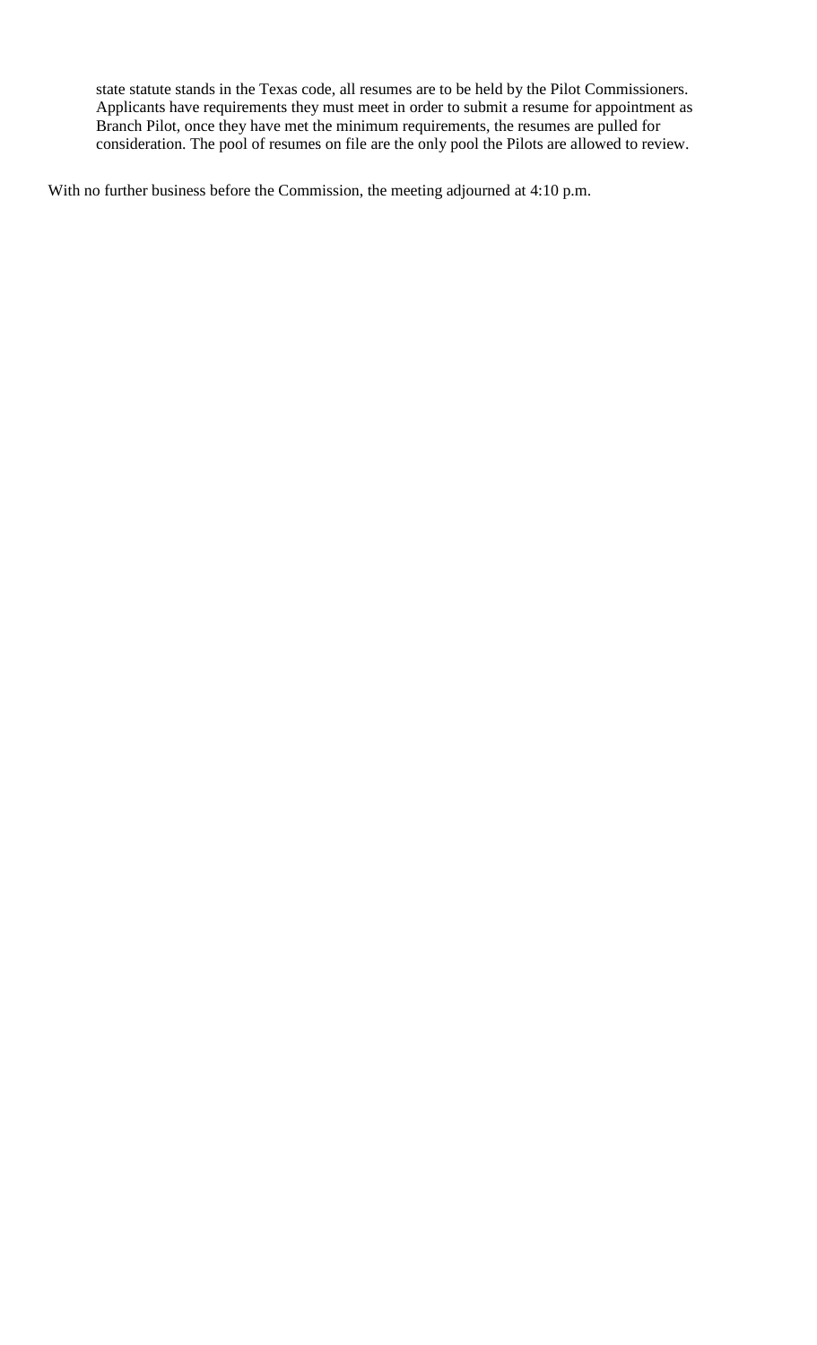state statute stands in the Texas code, all resumes are to be held by the Pilot Commissioners. Applicants have requirements they must meet in order to submit a resume for appointment as Branch Pilot, once they have met the minimum requirements, the resumes are pulled for consideration. The pool of resumes on file are the only pool the Pilots are allowed to review.

With no further business before the Commission, the meeting adjourned at 4:10 p.m.